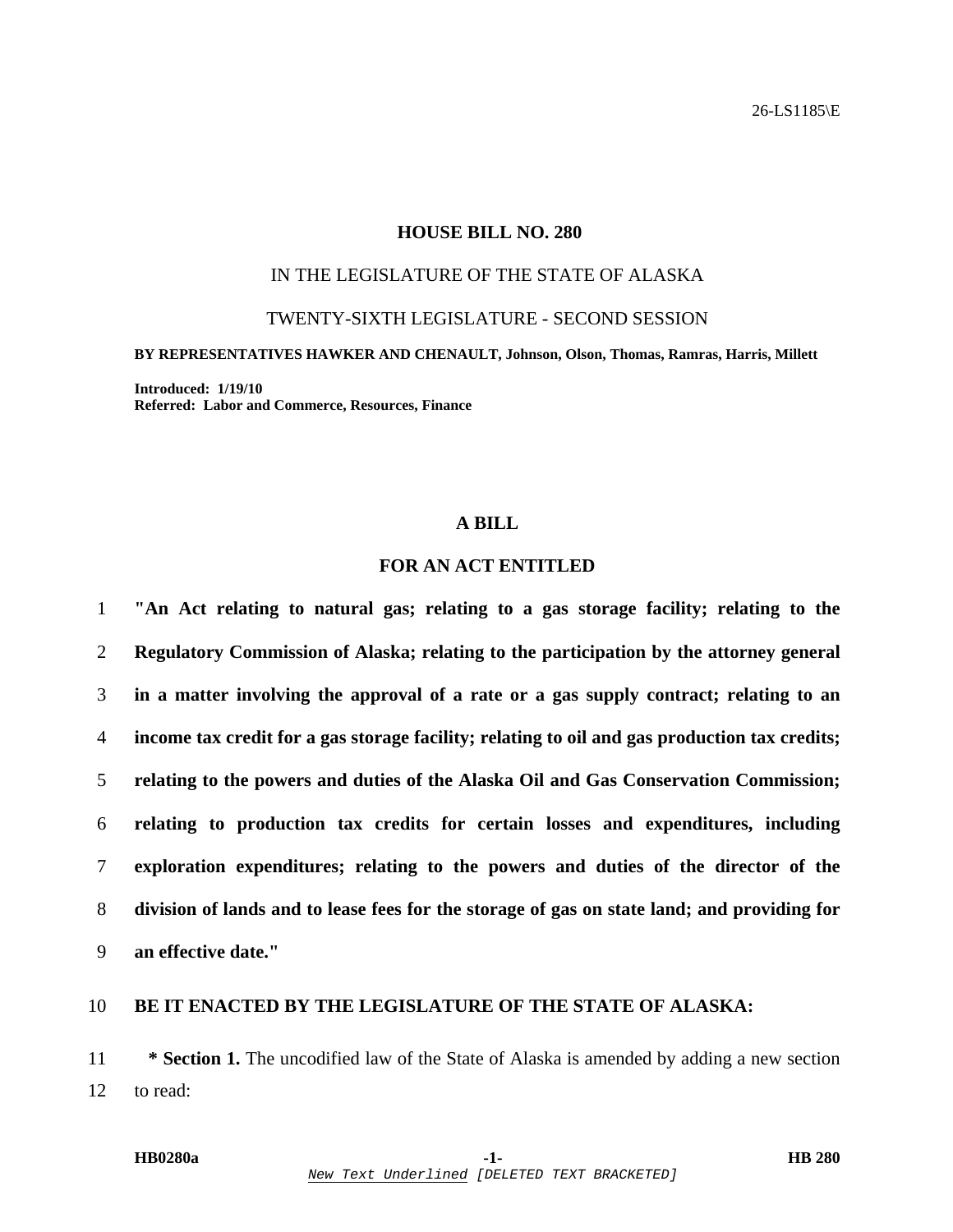26-LS1185\E

# HOUSE BILL NO. 280

IN THE LEGISLATURE OF THE STATE OF ALASKA

TWENTY-SIXTH LEGISLATURE - SECOND SESSION

**BY REPRESENTATIVES HAWKER AND CHENAULT, Johnson, Olson, Thomas, Ramras, Harris, Millett**

**Introduced: 1/19/10**
**Referred: Labor and Commerce, Resources, Finance**

## A BILL

## FOR AN ACT ENTITLED

**"An Act relating to natural gas; relating to a gas storage facility; relating to the Regulatory Commission of Alaska; relating to the participation by the attorney general in a matter involving the approval of a rate or a gas supply contract; relating to an income tax credit for a gas storage facility; relating to oil and gas production tax credits; relating to the powers and duties of the Alaska Oil and Gas Conservation Commission; relating to production tax credits for certain losses and expenditures, including exploration expenditures; relating to the powers and duties of the director of the division of lands and to lease fees for the storage of gas on state land; and providing for an effective date."**

**BE IT ENACTED BY THE LEGISLATURE OF THE STATE OF ALASKA:**

**\* Section 1.** The uncodified law of the State of Alaska is amended by adding a new section to read: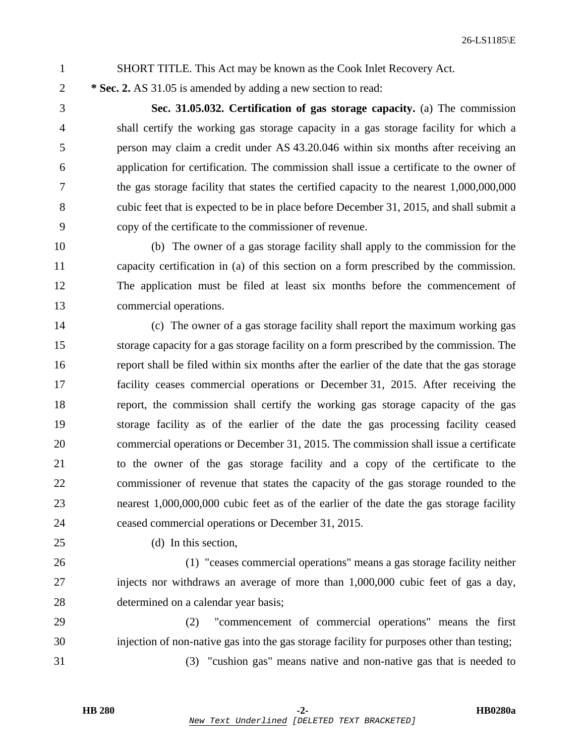SHORT TITLE. This Act may be known as the Cook Inlet Recovery Act.

**\* Sec. 2.** AS 31.05 is amended by adding a new section to read:

**Sec. 31.05.032. Certification of gas storage capacity.** (a) The commission shall certify the working gas storage capacity in a gas storage facility for which a person may claim a credit under AS 43.20.046 within six months after receiving an application for certification. The commission shall issue a certificate to the owner of the gas storage facility that states the certified capacity to the nearest 1,000,000,000 cubic feet that is expected to be in place before December 31, 2015, and shall submit a copy of the certificate to the commissioner of revenue.

(b) The owner of a gas storage facility shall apply to the commission for the capacity certification in (a) of this section on a form prescribed by the commission. The application must be filed at least six months before the commencement of commercial operations.

(c) The owner of a gas storage facility shall report the maximum working gas storage capacity for a gas storage facility on a form prescribed by the commission. The report shall be filed within six months after the earlier of the date that the gas storage facility ceases commercial operations or December 31, 2015. After receiving the report, the commission shall certify the working gas storage capacity of the gas storage facility as of the earlier of the date the gas processing facility ceased commercial operations or December 31, 2015. The commission shall issue a certificate to the owner of the gas storage facility and a copy of the certificate to the commissioner of revenue that states the capacity of the gas storage rounded to the nearest 1,000,000,000 cubic feet as of the earlier of the date the gas storage facility ceased commercial operations or December 31, 2015.

(d) In this section,

(1) "ceases commercial operations" means a gas storage facility neither injects nor withdraws an average of more than 1,000,000 cubic feet of gas a day, determined on a calendar year basis;

(2) "commencement of commercial operations" means the first injection of non-native gas into the gas storage facility for purposes other than testing;

(3) "cushion gas" means native and non-native gas that is needed to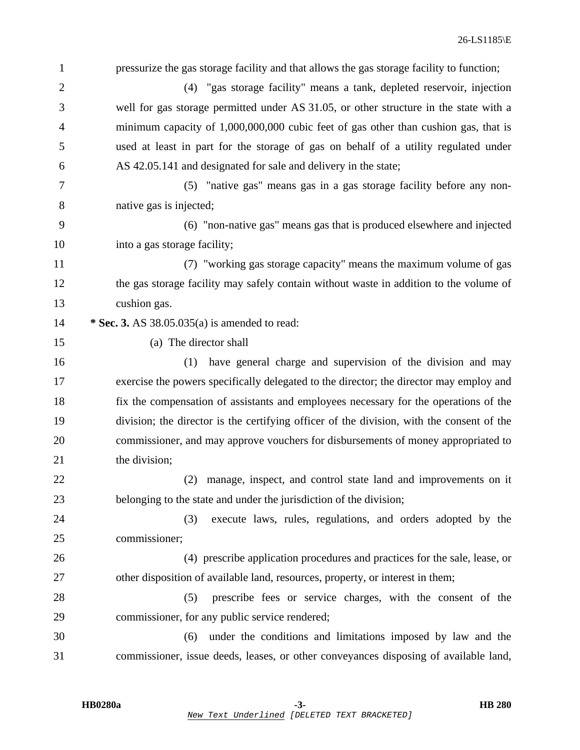pressurize the gas storage facility and that allows the gas storage facility to function;

(4) "gas storage facility" means a tank, depleted reservoir, injection well for gas storage permitted under AS 31.05, or other structure in the state with a minimum capacity of 1,000,000,000 cubic feet of gas other than cushion gas, that is used at least in part for the storage of gas on behalf of a utility regulated under AS 42.05.141 and designated for sale and delivery in the state;

(5) "native gas" means gas in a gas storage facility before any non-native gas is injected;

(6) "non-native gas" means gas that is produced elsewhere and injected into a gas storage facility;

(7) "working gas storage capacity" means the maximum volume of gas the gas storage facility may safely contain without waste in addition to the volume of cushion gas.

**\* Sec. 3.** AS 38.05.035(a) is amended to read:

(a) The director shall

(1) have general charge and supervision of the division and may exercise the powers specifically delegated to the director; the director may employ and fix the compensation of assistants and employees necessary for the operations of the division; the director is the certifying officer of the division, with the consent of the commissioner, and may approve vouchers for disbursements of money appropriated to the division;

(2) manage, inspect, and control state land and improvements on it belonging to the state and under the jurisdiction of the division;

(3) execute laws, rules, regulations, and orders adopted by the commissioner;

(4) prescribe application procedures and practices for the sale, lease, or other disposition of available land, resources, property, or interest in them;

(5) prescribe fees or service charges, with the consent of the commissioner, for any public service rendered;

(6) under the conditions and limitations imposed by law and the commissioner, issue deeds, leases, or other conveyances disposing of available land,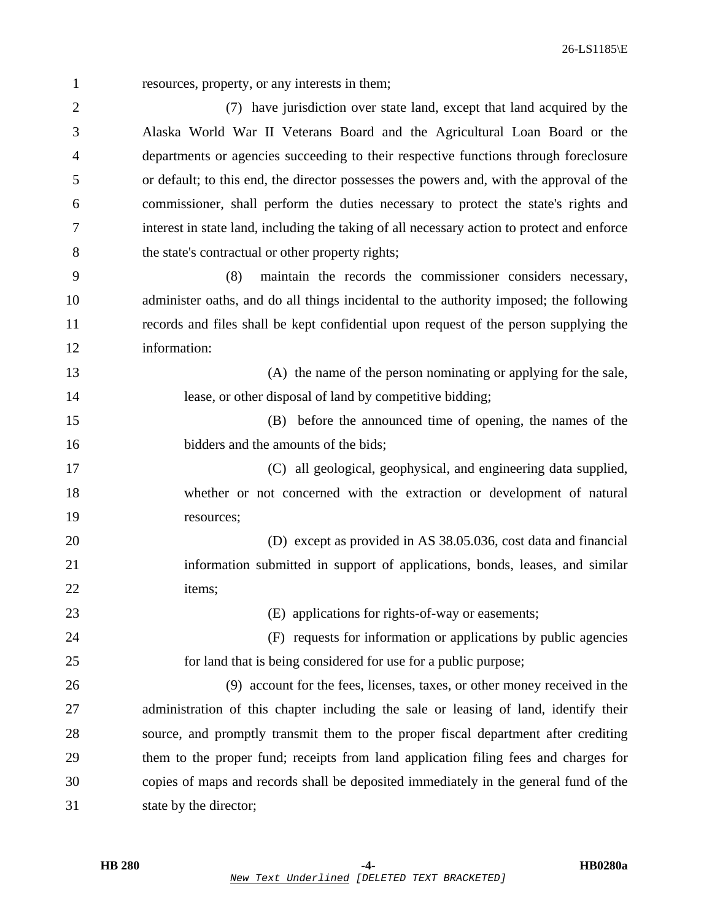resources, property, or any interests in them;

(7) have jurisdiction over state land, except that land acquired by the Alaska World War II Veterans Board and the Agricultural Loan Board or the departments or agencies succeeding to their respective functions through foreclosure or default; to this end, the director possesses the powers and, with the approval of the commissioner, shall perform the duties necessary to protect the state's rights and interest in state land, including the taking of all necessary action to protect and enforce the state's contractual or other property rights;

(8) maintain the records the commissioner considers necessary, administer oaths, and do all things incidental to the authority imposed; the following records and files shall be kept confidential upon request of the person supplying the information:

(A) the name of the person nominating or applying for the sale, lease, or other disposal of land by competitive bidding;

(B) before the announced time of opening, the names of the bidders and the amounts of the bids;

(C) all geological, geophysical, and engineering data supplied, whether or not concerned with the extraction or development of natural resources;

(D) except as provided in AS 38.05.036, cost data and financial information submitted in support of applications, bonds, leases, and similar items;

(E) applications for rights-of-way or easements;

(F) requests for information or applications by public agencies for land that is being considered for use for a public purpose;

(9) account for the fees, licenses, taxes, or other money received in the administration of this chapter including the sale or leasing of land, identify their source, and promptly transmit them to the proper fiscal department after crediting them to the proper fund; receipts from land application filing fees and charges for copies of maps and records shall be deposited immediately in the general fund of the state by the director;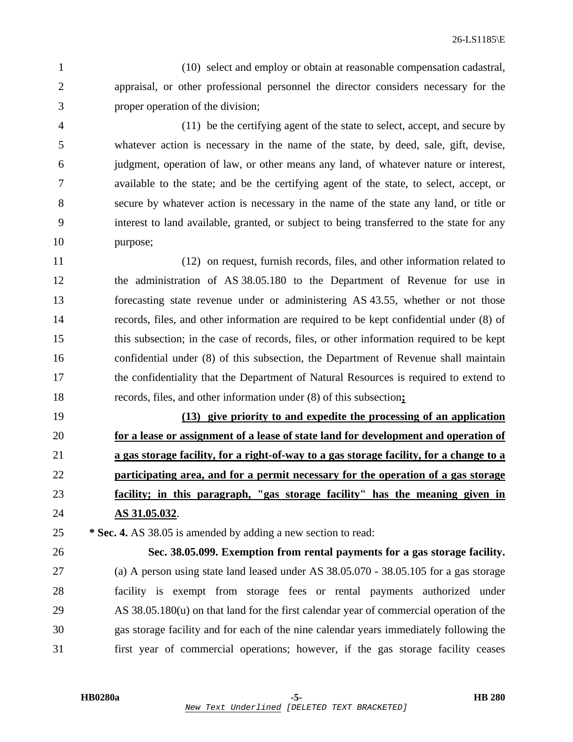(10) select and employ or obtain at reasonable compensation cadastral, appraisal, or other professional personnel the director considers necessary for the proper operation of the division;

(11) be the certifying agent of the state to select, accept, and secure by whatever action is necessary in the name of the state, by deed, sale, gift, devise, judgment, operation of law, or other means any land, of whatever nature or interest, available to the state; and be the certifying agent of the state, to select, accept, or secure by whatever action is necessary in the name of the state any land, or title or interest to land available, granted, or subject to being transferred to the state for any purpose;

(12) on request, furnish records, files, and other information related to the administration of AS 38.05.180 to the Department of Revenue for use in forecasting state revenue under or administering AS 43.55, whether or not those records, files, and other information are required to be kept confidential under (8) of this subsection; in the case of records, files, or other information required to be kept confidential under (8) of this subsection, the Department of Revenue shall maintain the confidentiality that the Department of Natural Resources is required to extend to records, files, and other information under (8) of this subsection<u>**;**</u>

<u>**(13) give priority to and expedite the processing of an application for a lease or assignment of a lease of state land for development and operation of a gas storage facility, for a right-of-way to a gas storage facility, for a change to a participating area, and for a permit necessary for the operation of a gas storage facility; in this paragraph, "gas storage facility" has the meaning given in AS 31.05.032**</u>.

**\* Sec. 4.** AS 38.05 is amended by adding a new section to read:

**Sec. 38.05.099. Exemption from rental payments for a gas storage facility.** (a) A person using state land leased under AS 38.05.070 - 38.05.105 for a gas storage facility is exempt from storage fees or rental payments authorized under AS 38.05.180(u) on that land for the first calendar year of commercial operation of the gas storage facility and for each of the nine calendar years immediately following the first year of commercial operations; however, if the gas storage facility ceases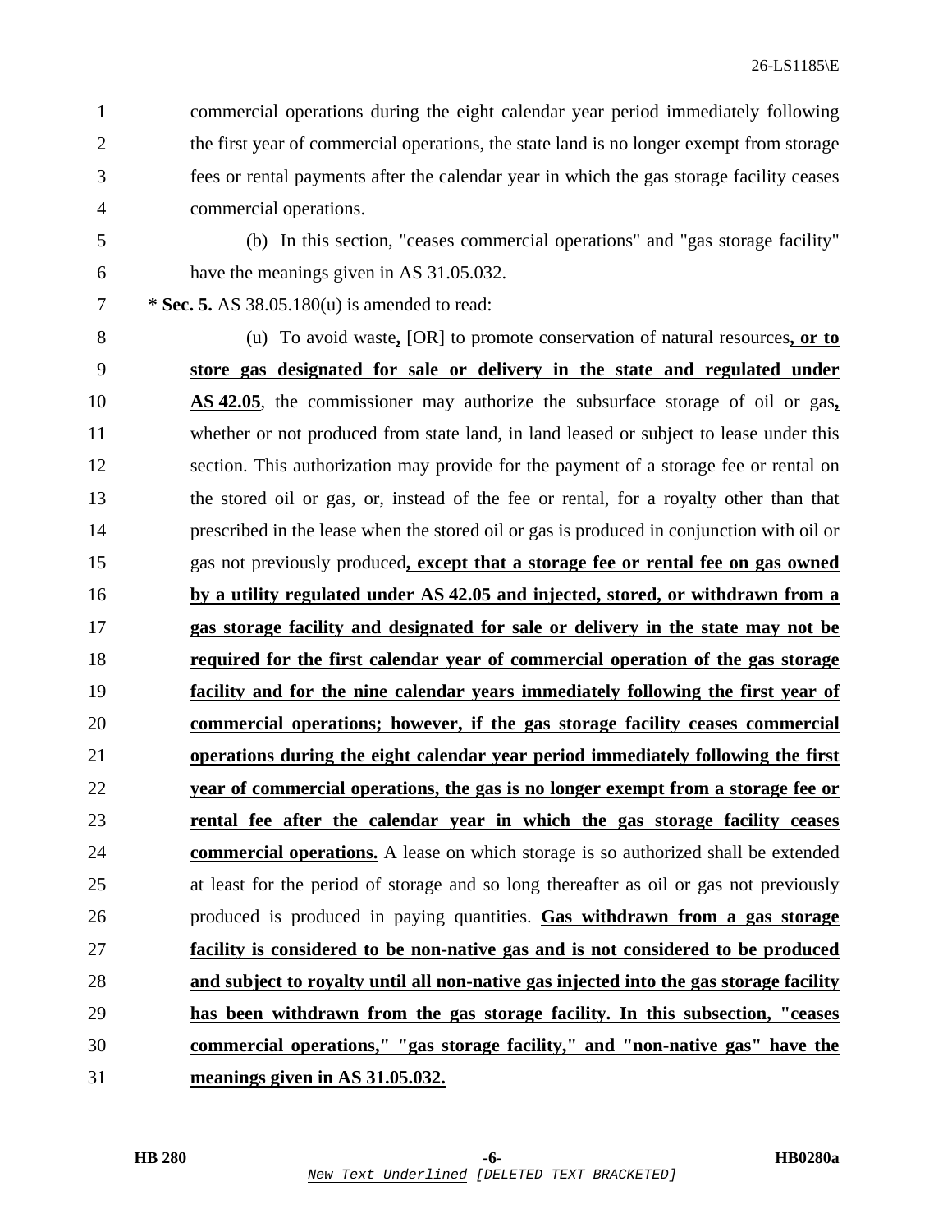commercial operations during the eight calendar year period immediately following the first year of commercial operations, the state land is no longer exempt from storage fees or rental payments after the calendar year in which the gas storage facility ceases commercial operations.

(b) In this section, "ceases commercial operations" and "gas storage facility" have the meanings given in AS 31.05.032.

**\* Sec. 5.** AS 38.05.180(u) is amended to read:

(u) To avoid waste**,** [OR] to promote conservation of natural resources**, or to store gas designated for sale or delivery in the state and regulated under AS 42.05**, the commissioner may authorize the subsurface storage of oil or gas**,** whether or not produced from state land, in land leased or subject to lease under this section. This authorization may provide for the payment of a storage fee or rental on the stored oil or gas, or, instead of the fee or rental, for a royalty other than that prescribed in the lease when the stored oil or gas is produced in conjunction with oil or gas not previously produced**, except that a storage fee or rental fee on gas owned by a utility regulated under AS 42.05 and injected, stored, or withdrawn from a gas storage facility and designated for sale or delivery in the state may not be required for the first calendar year of commercial operation of the gas storage facility and for the nine calendar years immediately following the first year of commercial operations; however, if the gas storage facility ceases commercial operations during the eight calendar year period immediately following the first year of commercial operations, the gas is no longer exempt from a storage fee or rental fee after the calendar year in which the gas storage facility ceases commercial operations.** A lease on which storage is so authorized shall be extended at least for the period of storage and so long thereafter as oil or gas not previously produced is produced in paying quantities. **Gas withdrawn from a gas storage facility is considered to be non-native gas and is not considered to be produced and subject to royalty until all non-native gas injected into the gas storage facility has been withdrawn from the gas storage facility. In this subsection, "ceases commercial operations," "gas storage facility," and "non-native gas" have the meanings given in AS 31.05.032.**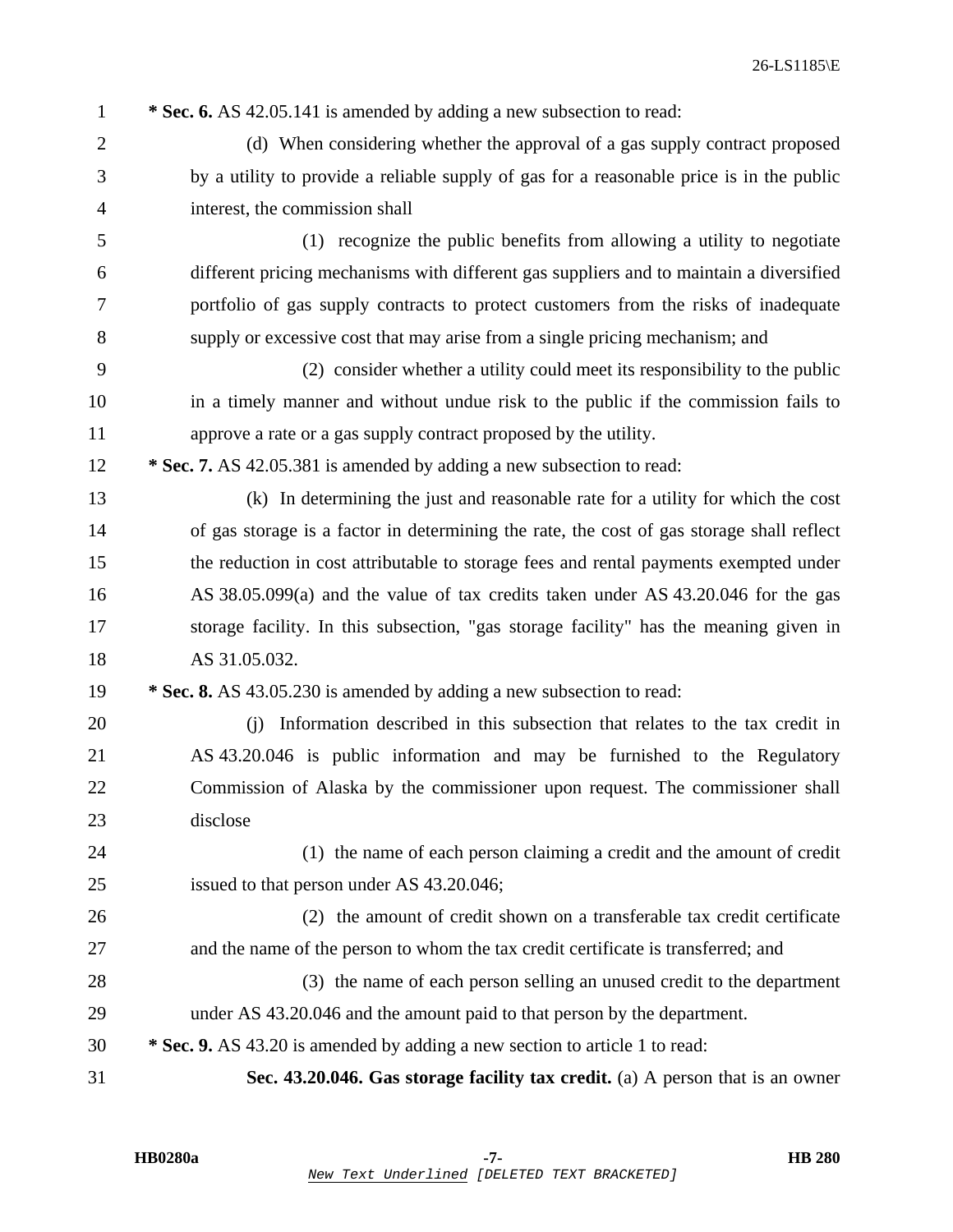**\* Sec. 6.** AS 42.05.141 is amended by adding a new subsection to read:

(d) When considering whether the approval of a gas supply contract proposed by a utility to provide a reliable supply of gas for a reasonable price is in the public interest, the commission shall

(1) recognize the public benefits from allowing a utility to negotiate different pricing mechanisms with different gas suppliers and to maintain a diversified portfolio of gas supply contracts to protect customers from the risks of inadequate supply or excessive cost that may arise from a single pricing mechanism; and

(2) consider whether a utility could meet its responsibility to the public in a timely manner and without undue risk to the public if the commission fails to approve a rate or a gas supply contract proposed by the utility.

**\* Sec. 7.** AS 42.05.381 is amended by adding a new subsection to read:

(k) In determining the just and reasonable rate for a utility for which the cost of gas storage is a factor in determining the rate, the cost of gas storage shall reflect the reduction in cost attributable to storage fees and rental payments exempted under AS 38.05.099(a) and the value of tax credits taken under AS 43.20.046 for the gas storage facility. In this subsection, "gas storage facility" has the meaning given in AS 31.05.032.

**\* Sec. 8.** AS 43.05.230 is amended by adding a new subsection to read:

(j) Information described in this subsection that relates to the tax credit in AS 43.20.046 is public information and may be furnished to the Regulatory Commission of Alaska by the commissioner upon request. The commissioner shall disclose

(1) the name of each person claiming a credit and the amount of credit issued to that person under AS 43.20.046;

(2) the amount of credit shown on a transferable tax credit certificate and the name of the person to whom the tax credit certificate is transferred; and

(3) the name of each person selling an unused credit to the department under AS 43.20.046 and the amount paid to that person by the department.

**\* Sec. 9.** AS 43.20 is amended by adding a new section to article 1 to read:

**Sec. 43.20.046. Gas storage facility tax credit.** (a) A person that is an owner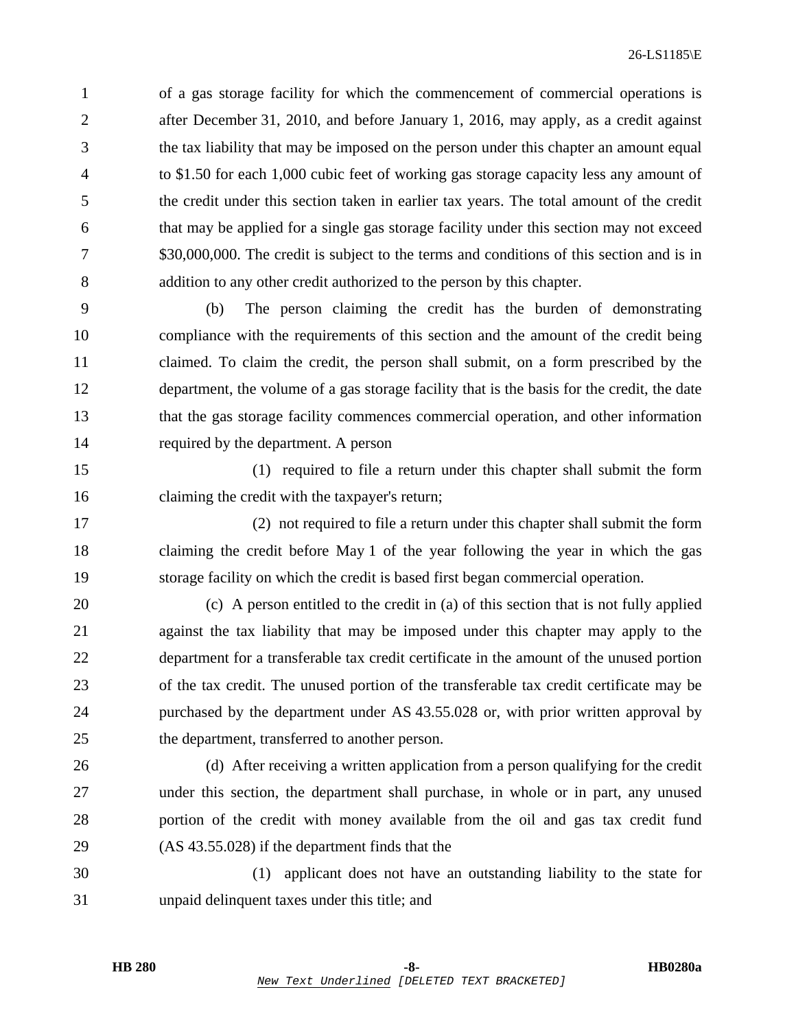of a gas storage facility for which the commencement of commercial operations is after December 31, 2010, and before January 1, 2016, may apply, as a credit against the tax liability that may be imposed on the person under this chapter an amount equal to $1.50 for each 1,000 cubic feet of working gas storage capacity less any amount of the credit under this section taken in earlier tax years. The total amount of the credit that may be applied for a single gas storage facility under this section may not exceed $30,000,000. The credit is subject to the terms and conditions of this section and is in addition to any other credit authorized to the person by this chapter.

(b) The person claiming the credit has the burden of demonstrating compliance with the requirements of this section and the amount of the credit being claimed. To claim the credit, the person shall submit, on a form prescribed by the department, the volume of a gas storage facility that is the basis for the credit, the date that the gas storage facility commences commercial operation, and other information required by the department. A person

(1) required to file a return under this chapter shall submit the form claiming the credit with the taxpayer's return;

(2) not required to file a return under this chapter shall submit the form claiming the credit before May 1 of the year following the year in which the gas storage facility on which the credit is based first began commercial operation.

(c) A person entitled to the credit in (a) of this section that is not fully applied against the tax liability that may be imposed under this chapter may apply to the department for a transferable tax credit certificate in the amount of the unused portion of the tax credit. The unused portion of the transferable tax credit certificate may be purchased by the department under AS 43.55.028 or, with prior written approval by the department, transferred to another person.

(d) After receiving a written application from a person qualifying for the credit under this section, the department shall purchase, in whole or in part, any unused portion of the credit with money available from the oil and gas tax credit fund (AS 43.55.028) if the department finds that the

(1) applicant does not have an outstanding liability to the state for unpaid delinquent taxes under this title; and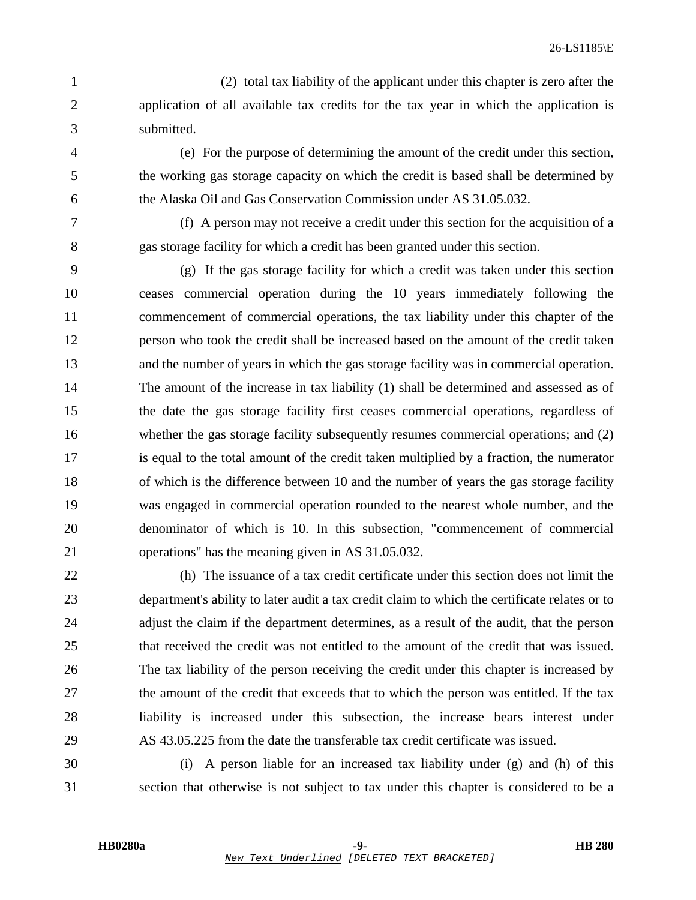(2) total tax liability of the applicant under this chapter is zero after the application of all available tax credits for the tax year in which the application is submitted.

(e) For the purpose of determining the amount of the credit under this section, the working gas storage capacity on which the credit is based shall be determined by the Alaska Oil and Gas Conservation Commission under AS 31.05.032.

(f) A person may not receive a credit under this section for the acquisition of a gas storage facility for which a credit has been granted under this section.

(g) If the gas storage facility for which a credit was taken under this section ceases commercial operation during the 10 years immediately following the commencement of commercial operations, the tax liability under this chapter of the person who took the credit shall be increased based on the amount of the credit taken and the number of years in which the gas storage facility was in commercial operation. The amount of the increase in tax liability (1) shall be determined and assessed as of the date the gas storage facility first ceases commercial operations, regardless of whether the gas storage facility subsequently resumes commercial operations; and (2) is equal to the total amount of the credit taken multiplied by a fraction, the numerator of which is the difference between 10 and the number of years the gas storage facility was engaged in commercial operation rounded to the nearest whole number, and the denominator of which is 10. In this subsection, "commencement of commercial operations" has the meaning given in AS 31.05.032.

(h) The issuance of a tax credit certificate under this section does not limit the department's ability to later audit a tax credit claim to which the certificate relates or to adjust the claim if the department determines, as a result of the audit, that the person that received the credit was not entitled to the amount of the credit that was issued. The tax liability of the person receiving the credit under this chapter is increased by the amount of the credit that exceeds that to which the person was entitled. If the tax liability is increased under this subsection, the increase bears interest under AS 43.05.225 from the date the transferable tax credit certificate was issued.

(i) A person liable for an increased tax liability under (g) and (h) of this section that otherwise is not subject to tax under this chapter is considered to be a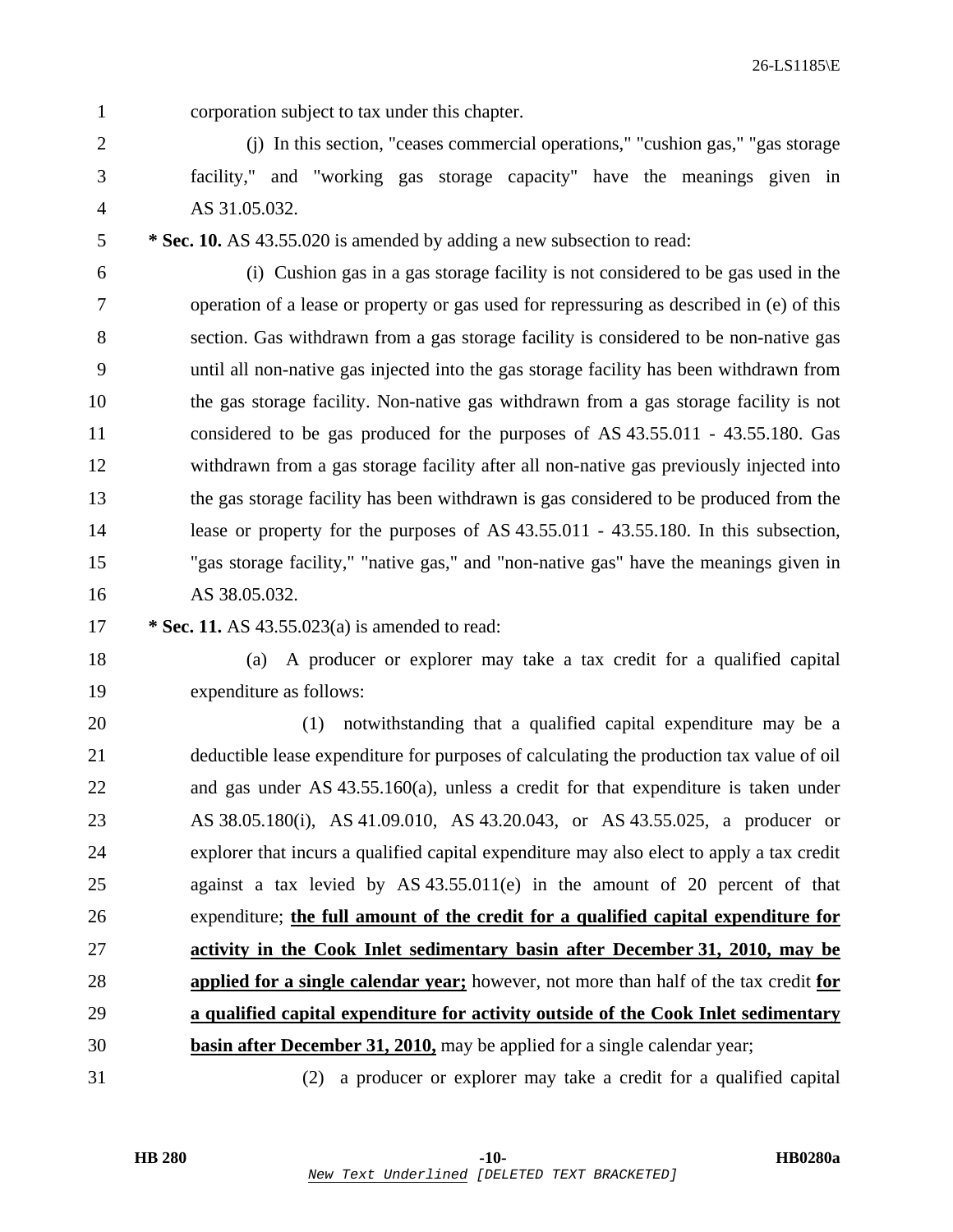corporation subject to tax under this chapter.

(j) In this section, "ceases commercial operations," "cushion gas," "gas storage facility," and "working gas storage capacity" have the meanings given in AS 31.05.032.

**\* Sec. 10.** AS 43.55.020 is amended by adding a new subsection to read:

(i) Cushion gas in a gas storage facility is not considered to be gas used in the operation of a lease or property or gas used for repressuring as described in (e) of this section. Gas withdrawn from a gas storage facility is considered to be non-native gas until all non-native gas injected into the gas storage facility has been withdrawn from the gas storage facility. Non-native gas withdrawn from a gas storage facility is not considered to be gas produced for the purposes of AS 43.55.011 - 43.55.180. Gas withdrawn from a gas storage facility after all non-native gas previously injected into the gas storage facility has been withdrawn is gas considered to be produced from the lease or property for the purposes of AS 43.55.011 - 43.55.180. In this subsection, "gas storage facility," "native gas," and "non-native gas" have the meanings given in AS 38.05.032.

**\* Sec. 11.** AS 43.55.023(a) is amended to read:

(a) A producer or explorer may take a tax credit for a qualified capital expenditure as follows:

(1) notwithstanding that a qualified capital expenditure may be a deductible lease expenditure for purposes of calculating the production tax value of oil and gas under AS 43.55.160(a), unless a credit for that expenditure is taken under AS 38.05.180(i), AS 41.09.010, AS 43.20.043, or AS 43.55.025, a producer or explorer that incurs a qualified capital expenditure may also elect to apply a tax credit against a tax levied by AS 43.55.011(e) in the amount of 20 percent of that expenditure; **<u>the full amount of the credit for a qualified capital expenditure for activity in the Cook Inlet sedimentary basin after December 31, 2010, may be applied for a single calendar year;</u>** however, not more than half of the tax credit **<u>for a qualified capital expenditure for activity outside of the Cook Inlet sedimentary basin after December 31, 2010,</u>** may be applied for a single calendar year;

(2) a producer or explorer may take a credit for a qualified capital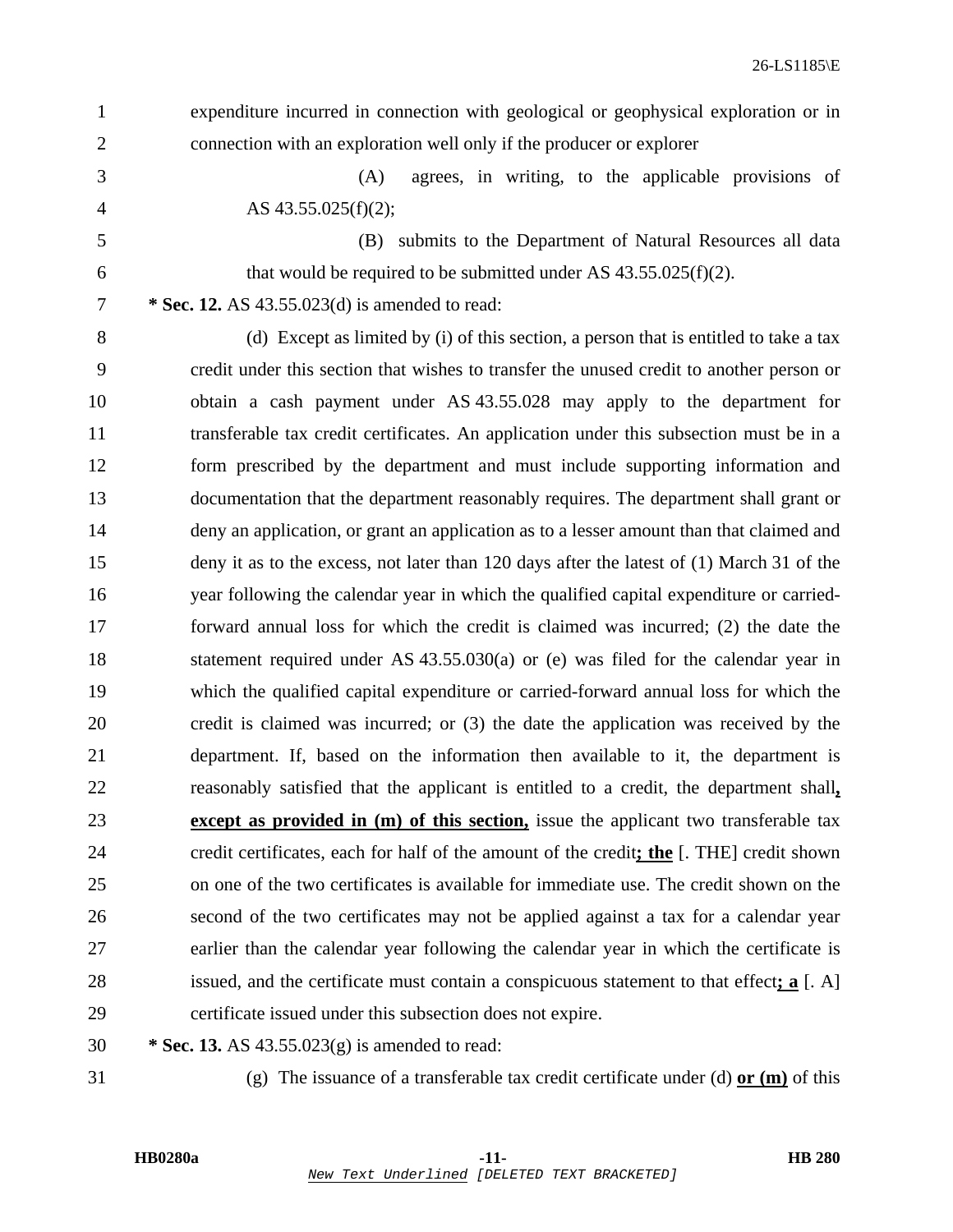expenditure incurred in connection with geological or geophysical exploration or in connection with an exploration well only if the producer or explorer

(A) agrees, in writing, to the applicable provisions of AS 43.55.025(f)(2);

(B) submits to the Department of Natural Resources all data that would be required to be submitted under AS 43.55.025(f)(2).

**\* Sec. 12.** AS 43.55.023(d) is amended to read:

(d) Except as limited by (i) of this section, a person that is entitled to take a tax credit under this section that wishes to transfer the unused credit to another person or obtain a cash payment under AS 43.55.028 may apply to the department for transferable tax credit certificates. An application under this subsection must be in a form prescribed by the department and must include supporting information and documentation that the department reasonably requires. The department shall grant or deny an application, or grant an application as to a lesser amount than that claimed and deny it as to the excess, not later than 120 days after the latest of (1) March 31 of the year following the calendar year in which the qualified capital expenditure or carried-forward annual loss for which the credit is claimed was incurred; (2) the date the statement required under AS 43.55.030(a) or (e) was filed for the calendar year in which the qualified capital expenditure or carried-forward annual loss for which the credit is claimed was incurred; or (3) the date the application was received by the department. If, based on the information then available to it, the department is reasonably satisfied that the applicant is entitled to a credit, the department shall**<u>, except as provided in (m) of this section,</u>** issue the applicant two transferable tax credit certificates, each for half of the amount of the credit**<u>; the</u>** [. THE] credit shown on one of the two certificates is available for immediate use. The credit shown on the second of the two certificates may not be applied against a tax for a calendar year earlier than the calendar year following the calendar year in which the certificate is issued, and the certificate must contain a conspicuous statement to that effect**<u>; a</u>** [. A] certificate issued under this subsection does not expire.

**\* Sec. 13.** AS 43.55.023(g) is amended to read:

(g) The issuance of a transferable tax credit certificate under (d) **<u>or (m)</u>** of this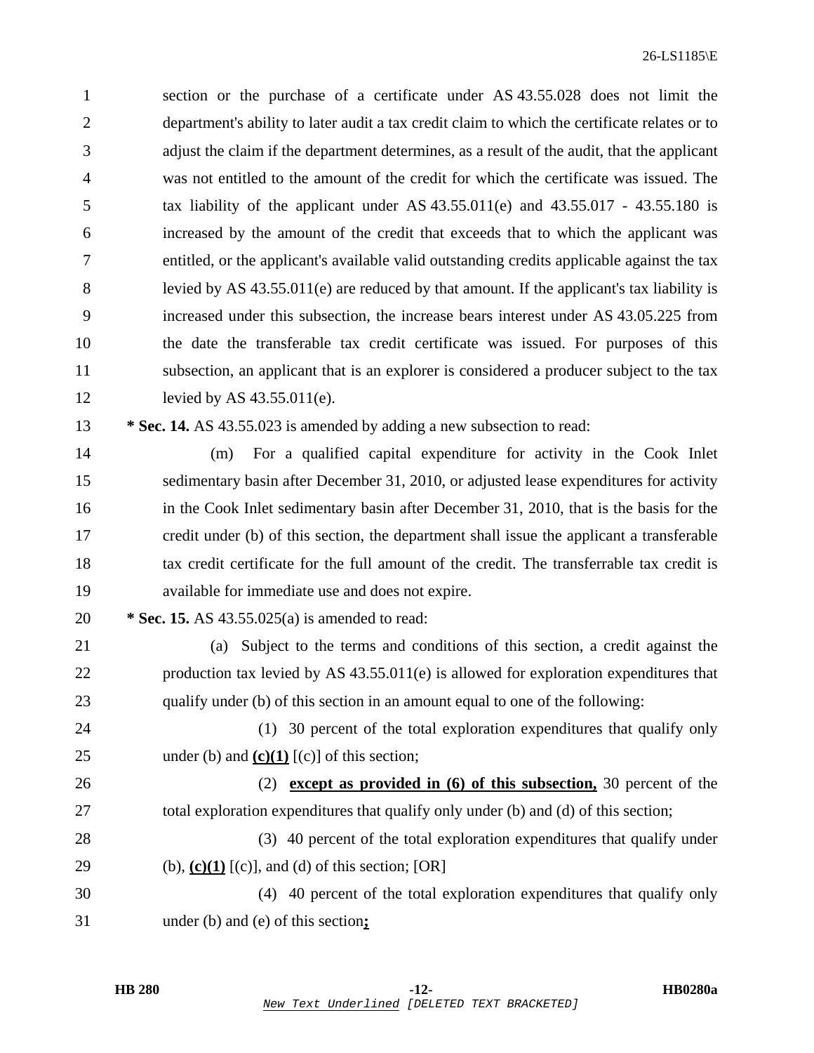section or the purchase of a certificate under AS 43.55.028 does not limit the department's ability to later audit a tax credit claim to which the certificate relates or to adjust the claim if the department determines, as a result of the audit, that the applicant was not entitled to the amount of the credit for which the certificate was issued. The tax liability of the applicant under AS 43.55.011(e) and 43.55.017 - 43.55.180 is increased by the amount of the credit that exceeds that to which the applicant was entitled, or the applicant's available valid outstanding credits applicable against the tax levied by AS 43.55.011(e) are reduced by that amount. If the applicant's tax liability is increased under this subsection, the increase bears interest under AS 43.05.225 from the date the transferable tax credit certificate was issued. For purposes of this subsection, an applicant that is an explorer is considered a producer subject to the tax levied by AS 43.55.011(e).

**\* Sec. 14.** AS 43.55.023 is amended by adding a new subsection to read:

(m) For a qualified capital expenditure for activity in the Cook Inlet sedimentary basin after December 31, 2010, or adjusted lease expenditures for activity in the Cook Inlet sedimentary basin after December 31, 2010, that is the basis for the credit under (b) of this section, the department shall issue the applicant a transferable tax credit certificate for the full amount of the credit. The transferrable tax credit is available for immediate use and does not expire.

**\* Sec. 15.** AS 43.55.025(a) is amended to read:

(a) Subject to the terms and conditions of this section, a credit against the production tax levied by AS 43.55.011(e) is allowed for exploration expenditures that qualify under (b) of this section in an amount equal to one of the following:

(1) 30 percent of the total exploration expenditures that qualify only under (b) and **<u>(c)(1)</u>** [(c)] of this section;

(2) **<u>except as provided in (6) of this subsection,</u>** 30 percent of the total exploration expenditures that qualify only under (b) and (d) of this section;

(3) 40 percent of the total exploration expenditures that qualify under (b), **<u>(c)(1)</u>** [(c)], and (d) of this section; [OR]

(4) 40 percent of the total exploration expenditures that qualify only under (b) and (e) of this section**<u>;</u>**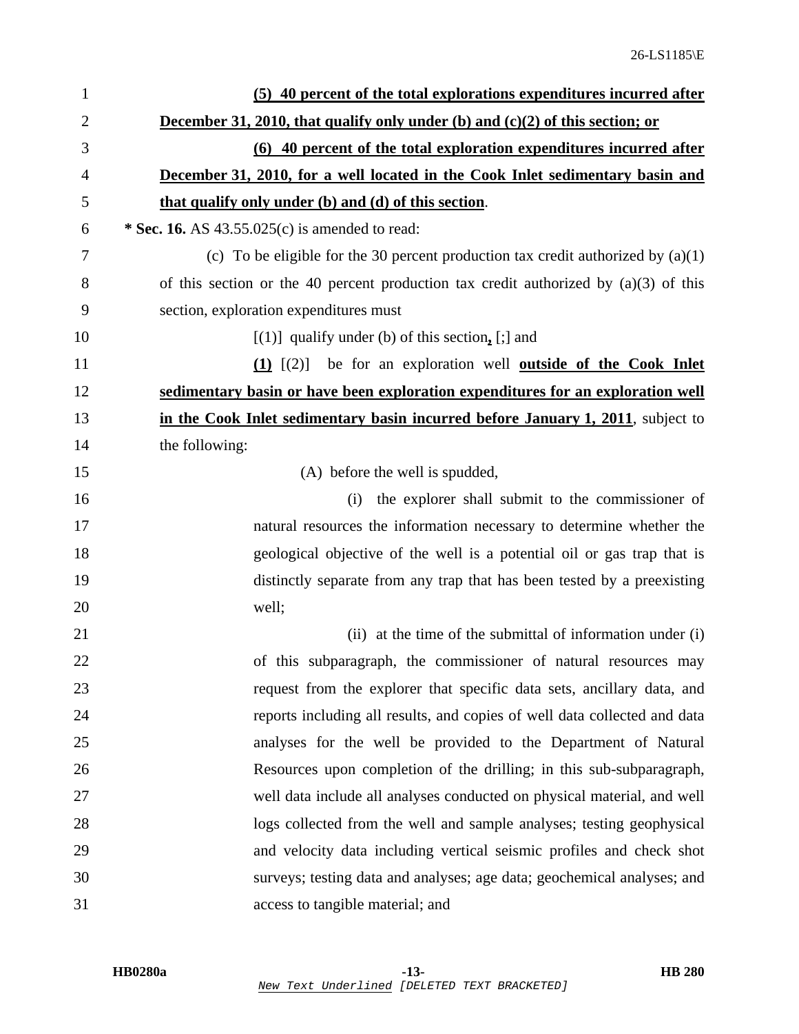**(5) 40 percent of the total explorations expenditures incurred after December 31, 2010, that qualify only under (b) and (c)(2) of this section; or**

**(6) 40 percent of the total exploration expenditures incurred after December 31, 2010, for a well located in the Cook Inlet sedimentary basin and that qualify only under (b) and (d) of this section**.

**\* Sec. 16.** AS 43.55.025(c) is amended to read:

(c) To be eligible for the 30 percent production tax credit authorized by (a)(1) of this section or the 40 percent production tax credit authorized by (a)(3) of this section, exploration expenditures must

[(1)] qualify under (b) of this section**,** [;] and

**(1)** [(2)] be for an exploration well **outside of the Cook Inlet sedimentary basin or have been exploration expenditures for an exploration well in the Cook Inlet sedimentary basin incurred before January 1, 2011**, subject to the following:

(A) before the well is spudded,

(i) the explorer shall submit to the commissioner of natural resources the information necessary to determine whether the geological objective of the well is a potential oil or gas trap that is distinctly separate from any trap that has been tested by a preexisting well;

(ii) at the time of the submittal of information under (i) of this subparagraph, the commissioner of natural resources may request from the explorer that specific data sets, ancillary data, and reports including all results, and copies of well data collected and data analyses for the well be provided to the Department of Natural Resources upon completion of the drilling; in this sub-subparagraph, well data include all analyses conducted on physical material, and well logs collected from the well and sample analyses; testing geophysical and velocity data including vertical seismic profiles and check shot surveys; testing data and analyses; age data; geochemical analyses; and access to tangible material; and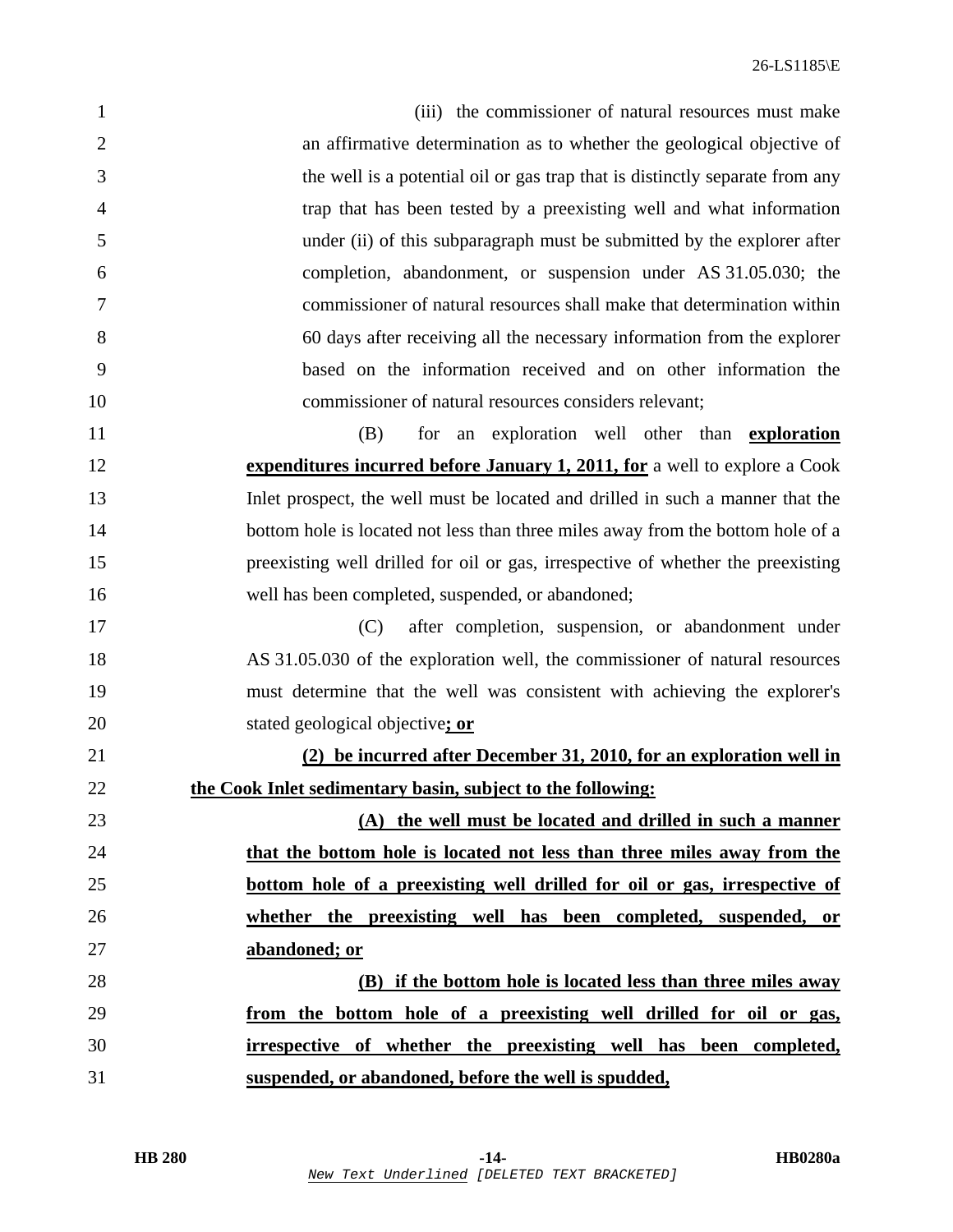(iii) the commissioner of natural resources must make an affirmative determination as to whether the geological objective of the well is a potential oil or gas trap that is distinctly separate from any trap that has been tested by a preexisting well and what information under (ii) of this subparagraph must be submitted by the explorer after completion, abandonment, or suspension under AS 31.05.030; the commissioner of natural resources shall make that determination within 60 days after receiving all the necessary information from the explorer based on the information received and on other information the commissioner of natural resources considers relevant;

(B) for an exploration well other than **exploration expenditures incurred before January 1, 2011, for** a well to explore a Cook Inlet prospect, the well must be located and drilled in such a manner that the bottom hole is located not less than three miles away from the bottom hole of a preexisting well drilled for oil or gas, irrespective of whether the preexisting well has been completed, suspended, or abandoned;

(C) after completion, suspension, or abandonment under AS 31.05.030 of the exploration well, the commissioner of natural resources must determine that the well was consistent with achieving the explorer's stated geological objective**; or**

**(2) be incurred after December 31, 2010, for an exploration well in the Cook Inlet sedimentary basin, subject to the following:**

**(A) the well must be located and drilled in such a manner that the bottom hole is located not less than three miles away from the bottom hole of a preexisting well drilled for oil or gas, irrespective of whether the preexisting well has been completed, suspended, or abandoned; or**

**(B) if the bottom hole is located less than three miles away from the bottom hole of a preexisting well drilled for oil or gas, irrespective of whether the preexisting well has been completed, suspended, or abandoned, before the well is spudded,**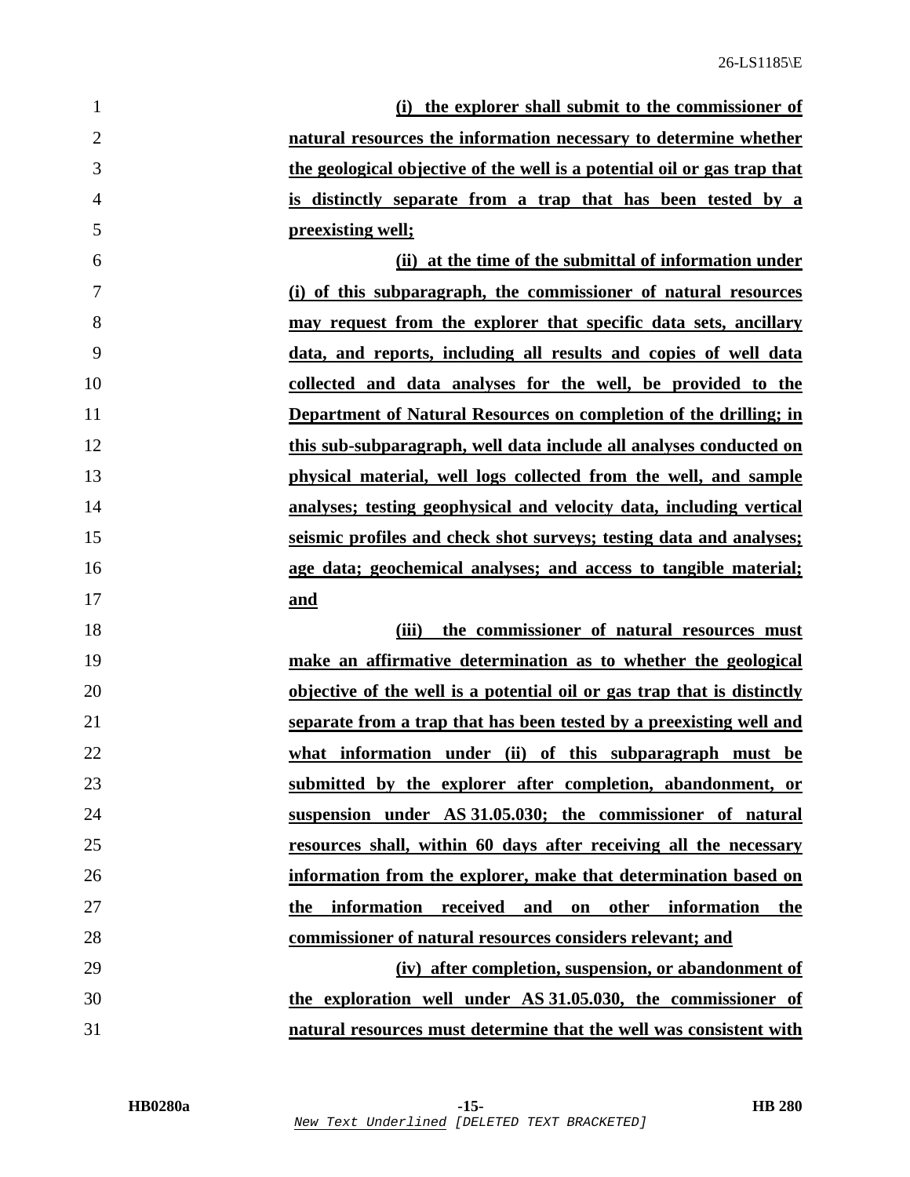**(i) the explorer shall submit to the commissioner of natural resources the information necessary to determine whether the geological objective of the well is a potential oil or gas trap that is distinctly separate from a trap that has been tested by a preexisting well;**

**(ii) at the time of the submittal of information under (i) of this subparagraph, the commissioner of natural resources may request from the explorer that specific data sets, ancillary data, and reports, including all results and copies of well data collected and data analyses for the well, be provided to the Department of Natural Resources on completion of the drilling; in this sub-subparagraph, well data include all analyses conducted on physical material, well logs collected from the well, and sample analyses; testing geophysical and velocity data, including vertical seismic profiles and check shot surveys; testing data and analyses; age data; geochemical analyses; and access to tangible material; and**

**(iii) the commissioner of natural resources must make an affirmative determination as to whether the geological objective of the well is a potential oil or gas trap that is distinctly separate from a trap that has been tested by a preexisting well and what information under (ii) of this subparagraph must be submitted by the explorer after completion, abandonment, or suspension under AS 31.05.030; the commissioner of natural resources shall, within 60 days after receiving all the necessary information from the explorer, make that determination based on the information received and on other information the commissioner of natural resources considers relevant; and**

**(iv) after completion, suspension, or abandonment of the exploration well under AS 31.05.030, the commissioner of natural resources must determine that the well was consistent with**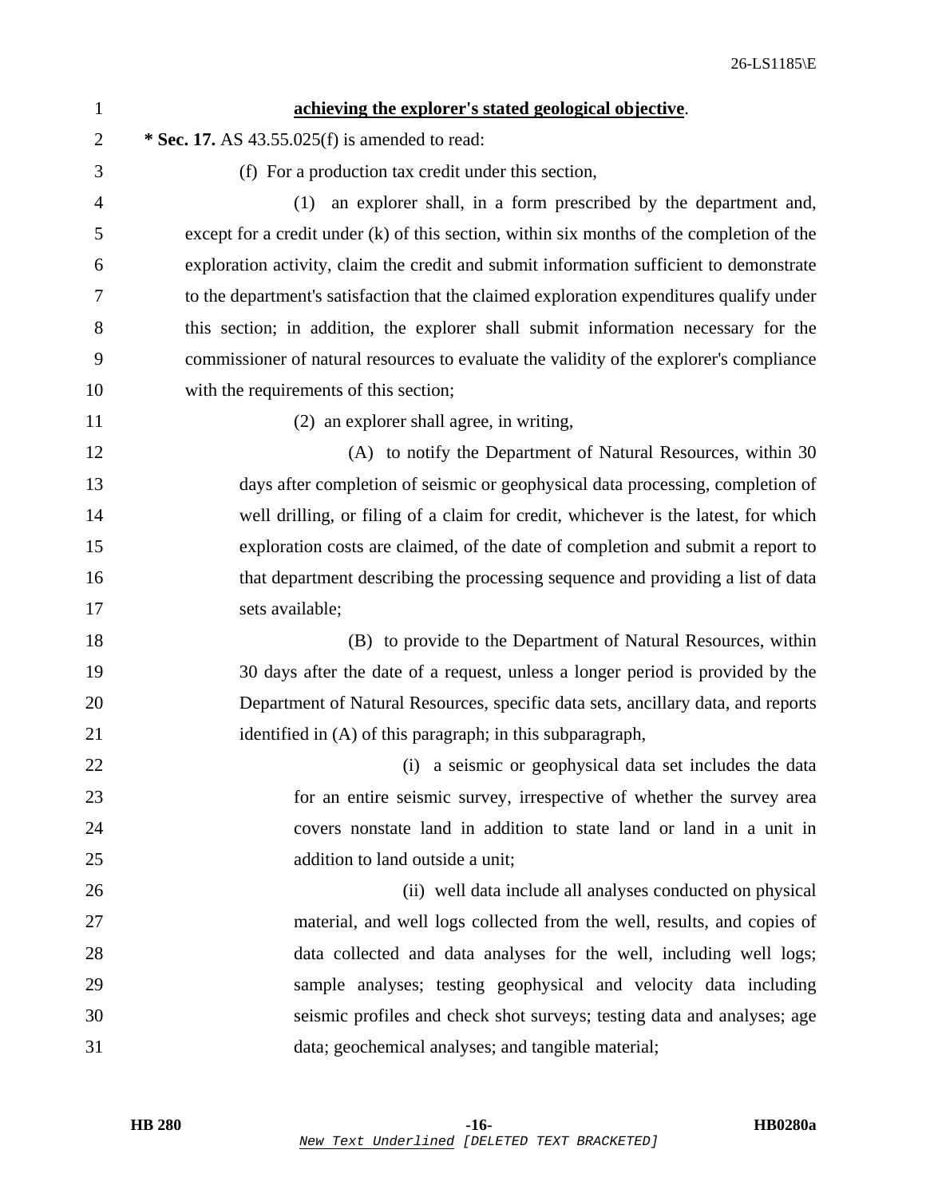**achieving the explorer's stated geological objective**.

**\* Sec. 17.** AS 43.55.025(f) is amended to read:

(f) For a production tax credit under this section,

(1) an explorer shall, in a form prescribed by the department and, except for a credit under (k) of this section, within six months of the completion of the exploration activity, claim the credit and submit information sufficient to demonstrate to the department's satisfaction that the claimed exploration expenditures qualify under this section; in addition, the explorer shall submit information necessary for the commissioner of natural resources to evaluate the validity of the explorer's compliance with the requirements of this section;

(2) an explorer shall agree, in writing,

(A) to notify the Department of Natural Resources, within 30 days after completion of seismic or geophysical data processing, completion of well drilling, or filing of a claim for credit, whichever is the latest, for which exploration costs are claimed, of the date of completion and submit a report to that department describing the processing sequence and providing a list of data sets available;

(B) to provide to the Department of Natural Resources, within 30 days after the date of a request, unless a longer period is provided by the Department of Natural Resources, specific data sets, ancillary data, and reports identified in (A) of this paragraph; in this subparagraph,

(i) a seismic or geophysical data set includes the data for an entire seismic survey, irrespective of whether the survey area covers nonstate land in addition to state land or land in a unit in addition to land outside a unit;

(ii) well data include all analyses conducted on physical material, and well logs collected from the well, results, and copies of data collected and data analyses for the well, including well logs; sample analyses; testing geophysical and velocity data including seismic profiles and check shot surveys; testing data and analyses; age data; geochemical analyses; and tangible material;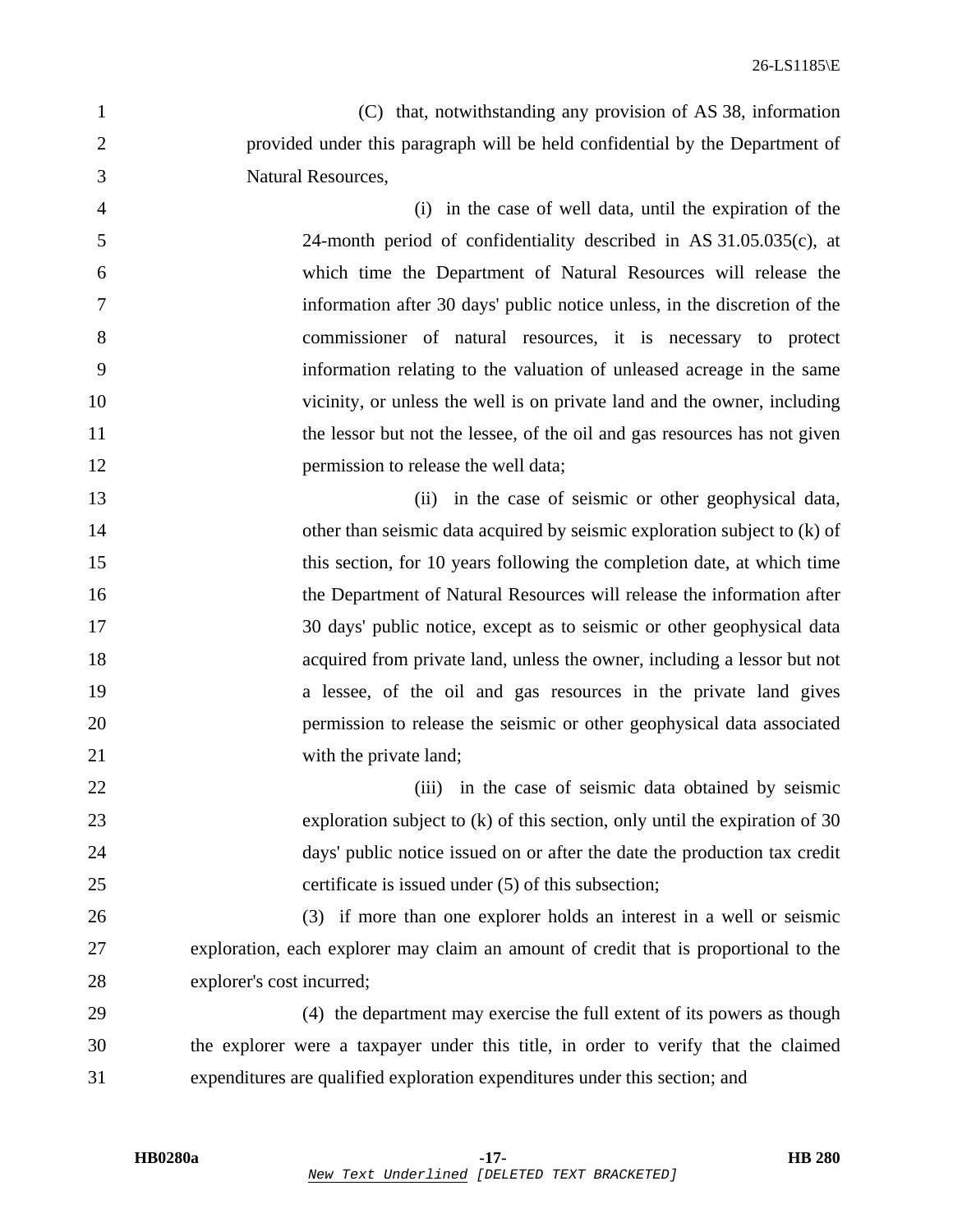(C) that, notwithstanding any provision of AS 38, information provided under this paragraph will be held confidential by the Department of Natural Resources,

(i) in the case of well data, until the expiration of the 24-month period of confidentiality described in AS 31.05.035(c), at which time the Department of Natural Resources will release the information after 30 days' public notice unless, in the discretion of the commissioner of natural resources, it is necessary to protect information relating to the valuation of unleased acreage in the same vicinity, or unless the well is on private land and the owner, including the lessor but not the lessee, of the oil and gas resources has not given permission to release the well data;

(ii) in the case of seismic or other geophysical data, other than seismic data acquired by seismic exploration subject to (k) of this section, for 10 years following the completion date, at which time the Department of Natural Resources will release the information after 30 days' public notice, except as to seismic or other geophysical data acquired from private land, unless the owner, including a lessor but not a lessee, of the oil and gas resources in the private land gives permission to release the seismic or other geophysical data associated with the private land;

(iii) in the case of seismic data obtained by seismic exploration subject to (k) of this section, only until the expiration of 30 days' public notice issued on or after the date the production tax credit certificate is issued under (5) of this subsection;

(3) if more than one explorer holds an interest in a well or seismic exploration, each explorer may claim an amount of credit that is proportional to the explorer's cost incurred;

(4) the department may exercise the full extent of its powers as though the explorer were a taxpayer under this title, in order to verify that the claimed expenditures are qualified exploration expenditures under this section; and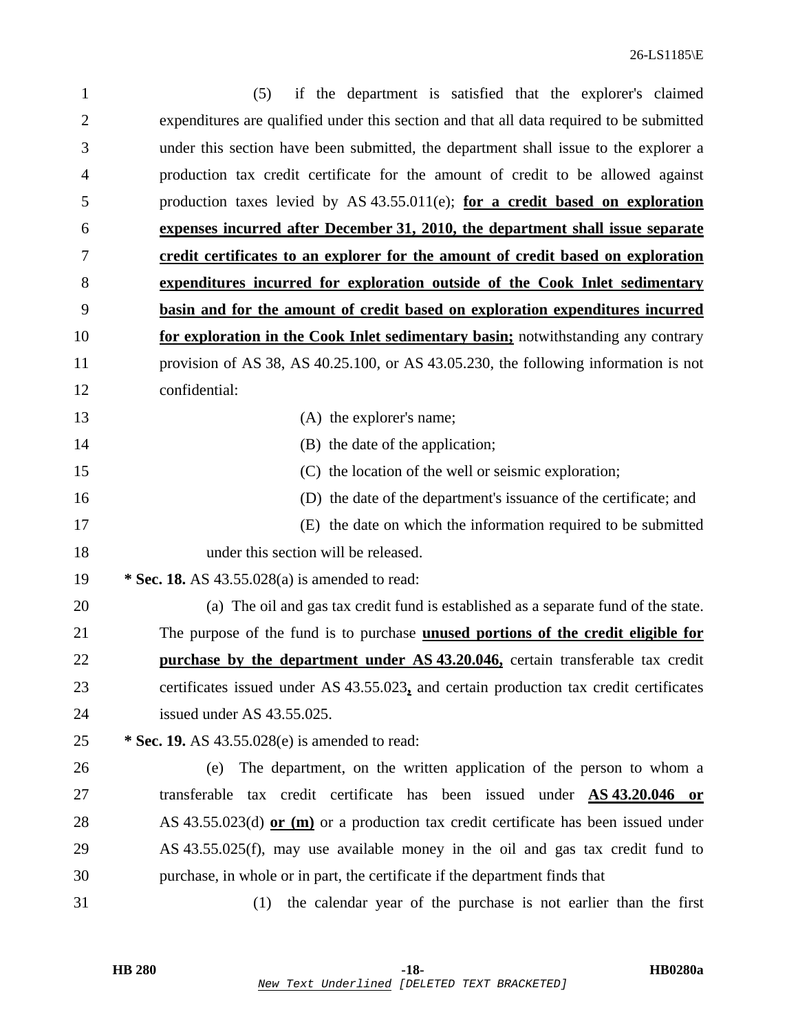(5) if the department is satisfied that the explorer's claimed expenditures are qualified under this section and that all data required to be submitted under this section have been submitted, the department shall issue to the explorer a production tax credit certificate for the amount of credit to be allowed against production taxes levied by AS 43.55.011(e); **for a credit based on exploration expenses incurred after December 31, 2010, the department shall issue separate credit certificates to an explorer for the amount of credit based on exploration expenditures incurred for exploration outside of the Cook Inlet sedimentary basin and for the amount of credit based on exploration expenditures incurred for exploration in the Cook Inlet sedimentary basin;** notwithstanding any contrary provision of AS 38, AS 40.25.100, or AS 43.05.230, the following information is not confidential:

(A) the explorer's name;

(B) the date of the application;

(C) the location of the well or seismic exploration;

(D) the date of the department's issuance of the certificate; and

(E) the date on which the information required to be submitted under this section will be released.

**\* Sec. 18.** AS 43.55.028(a) is amended to read:

(a) The oil and gas tax credit fund is established as a separate fund of the state. The purpose of the fund is to purchase **unused portions of the credit eligible for purchase by the department under AS 43.20.046,** certain transferable tax credit certificates issued under AS 43.55.023**,** and certain production tax credit certificates issued under AS 43.55.025.

**\* Sec. 19.** AS 43.55.028(e) is amended to read:

(e) The department, on the written application of the person to whom a transferable tax credit certificate has been issued under **AS 43.20.046 or** AS 43.55.023(d) **or (m)** or a production tax credit certificate has been issued under AS 43.55.025(f), may use available money in the oil and gas tax credit fund to purchase, in whole or in part, the certificate if the department finds that

(1) the calendar year of the purchase is not earlier than the first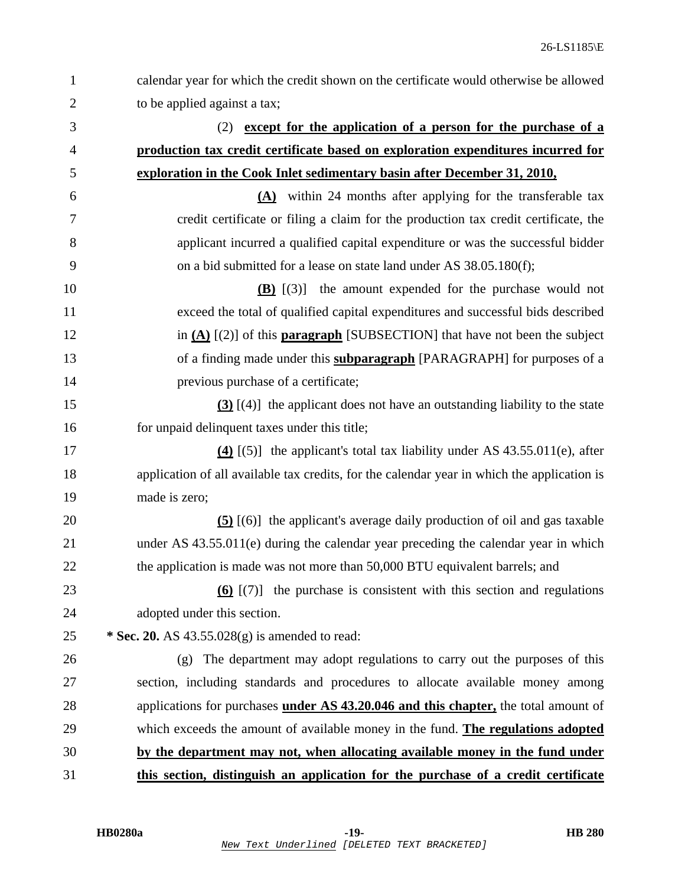calendar year for which the credit shown on the certificate would otherwise be allowed to be applied against a tax;

(2) **except for the application of a person for the purchase of a production tax credit certificate based on exploration expenditures incurred for exploration in the Cook Inlet sedimentary basin after December 31, 2010,**

**(A)** within 24 months after applying for the transferable tax credit certificate or filing a claim for the production tax credit certificate, the applicant incurred a qualified capital expenditure or was the successful bidder on a bid submitted for a lease on state land under AS 38.05.180(f);

**(B)** [(3)] the amount expended for the purchase would not exceed the total of qualified capital expenditures and successful bids described in **(A)** [(2)] of this **paragraph** [SUBSECTION] that have not been the subject of a finding made under this **subparagraph** [PARAGRAPH] for purposes of a previous purchase of a certificate;

**(3)** [(4)] the applicant does not have an outstanding liability to the state for unpaid delinquent taxes under this title;

**(4)** [(5)] the applicant's total tax liability under AS 43.55.011(e), after application of all available tax credits, for the calendar year in which the application is made is zero;

**(5)** [(6)] the applicant's average daily production of oil and gas taxable under AS 43.55.011(e) during the calendar year preceding the calendar year in which the application is made was not more than 50,000 BTU equivalent barrels; and

**(6)** [(7)] the purchase is consistent with this section and regulations adopted under this section.

**\* Sec. 20.** AS 43.55.028(g) is amended to read:

(g) The department may adopt regulations to carry out the purposes of this section, including standards and procedures to allocate available money among applications for purchases **under AS 43.20.046 and this chapter,** the total amount of which exceeds the amount of available money in the fund. **The regulations adopted by the department may not, when allocating available money in the fund under this section, distinguish an application for the purchase of a credit certificate**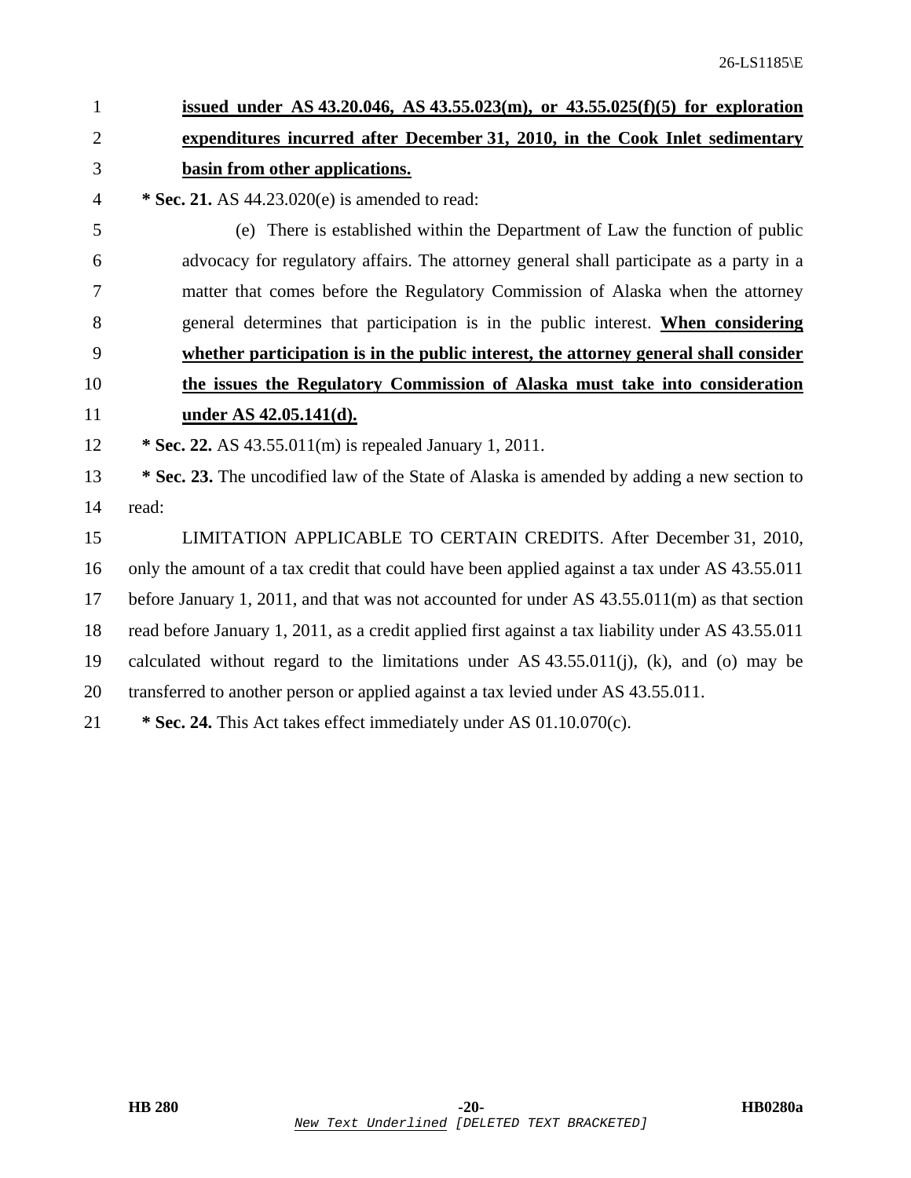**issued under AS 43.20.046, AS 43.55.023(m), or 43.55.025(f)(5) for exploration expenditures incurred after December 31, 2010, in the Cook Inlet sedimentary basin from other applications.**

**\* Sec. 21.** AS 44.23.020(e) is amended to read:

(e) There is established within the Department of Law the function of public advocacy for regulatory affairs. The attorney general shall participate as a party in a matter that comes before the Regulatory Commission of Alaska when the attorney general determines that participation is in the public interest. **When considering whether participation is in the public interest, the attorney general shall consider the issues the Regulatory Commission of Alaska must take into consideration under AS 42.05.141(d).**

**\* Sec. 22.** AS 43.55.011(m) is repealed January 1, 2011.

**\* Sec. 23.** The uncodified law of the State of Alaska is amended by adding a new section to read:

LIMITATION APPLICABLE TO CERTAIN CREDITS. After December 31, 2010, only the amount of a tax credit that could have been applied against a tax under AS 43.55.011 before January 1, 2011, and that was not accounted for under AS 43.55.011(m) as that section read before January 1, 2011, as a credit applied first against a tax liability under AS 43.55.011 calculated without regard to the limitations under AS 43.55.011(j), (k), and (o) may be transferred to another person or applied against a tax levied under AS 43.55.011.

**\* Sec. 24.** This Act takes effect immediately under AS 01.10.070(c).